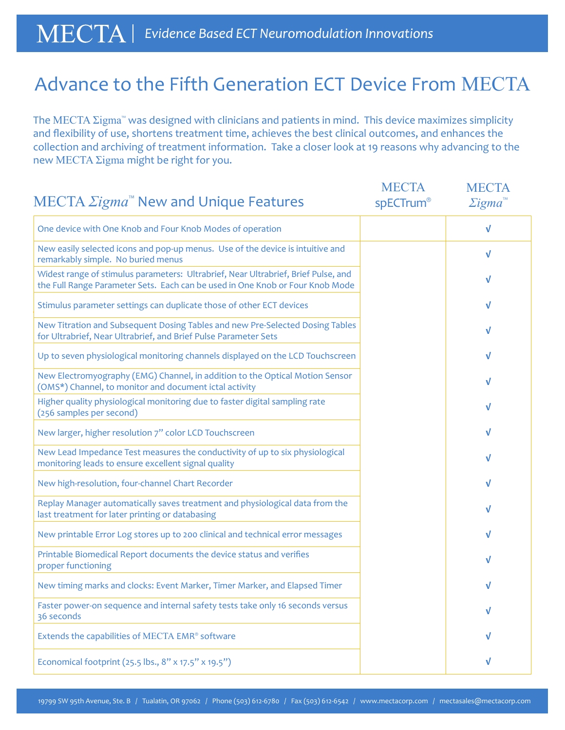MECTA | *Evidence Based ECT Neuromodulation Innovations*

# Advance to the Fifth Generation ECT Device From MECTA

The MECTA Σigma™ was designed with clinicians and patients in mind. This device maximizes simplicity and flexibility of use, shortens treatment time, achieves the best clinical outcomes, and enhances the collection and archiving of treatment information. Take a closer look at 19 reasons why advancing to the new MECTA Σigma might be right for you.

| MECTA *Σigma*™ New and Unique Features | MECTA spECTrum® | MECTA *Σigma*™ |
|---|---|---|
| One device with One Knob and Four Knob Modes of operation | | √ |
| New easily selected icons and pop-up menus. Use of the device is intuitive and remarkably simple. No buried menus | | √ |
| Widest range of stimulus parameters: Ultrabrief, Near Ultrabrief, Brief Pulse, and the Full Range Parameter Sets. Each can be used in One Knob or Four Knob Mode | | √ |
| Stimulus parameter settings can duplicate those of other ECT devices | | √ |
| New Titration and Subsequent Dosing Tables and new Pre-Selected Dosing Tables for Ultrabrief, Near Ultrabrief, and Brief Pulse Parameter Sets | | √ |
| Up to seven physiological monitoring channels displayed on the LCD Touchscreen | | √ |
| New Electromyography (EMG) Channel, in addition to the Optical Motion Sensor (OMS*) Channel, to monitor and document ictal activity | | √ |
| Higher quality physiological monitoring due to faster digital sampling rate (256 samples per second) | | √ |
| New larger, higher resolution 7" color LCD Touchscreen | | √ |
| New Lead Impedance Test measures the conductivity of up to six physiological monitoring leads to ensure excellent signal quality | | √ |
| New high-resolution, four-channel Chart Recorder | | √ |
| Replay Manager automatically saves treatment and physiological data from the last treatment for later printing or databasing | | √ |
| New printable Error Log stores up to 200 clinical and technical error messages | | √ |
| Printable Biomedical Report documents the device status and verifies proper functioning | | √ |
| New timing marks and clocks: Event Marker, Timer Marker, and Elapsed Timer | | √ |
| Faster power-on sequence and internal safety tests take only 16 seconds versus 36 seconds | | √ |
| Extends the capabilities of MECTA EMR® software | | √ |
| Economical footprint (25.5 lbs., 8" x 17.5" x 19.5") | | √ |

19799 SW 95th Avenue, Ste. B / Tualatin, OR 97062 / Phone (503) 612-6780 / Fax (503) 612-6542 / www.mectacorp.com / mectasales@mectacorp.com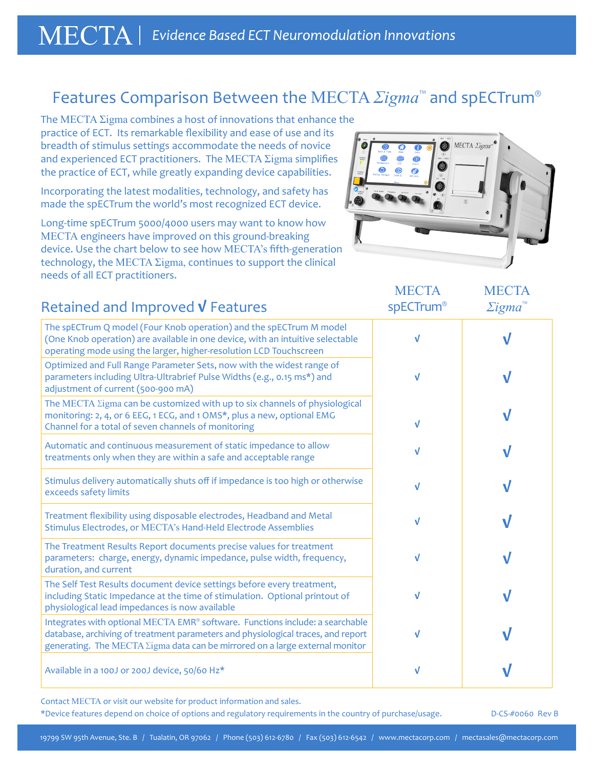# MECTA | *Evidence Based ECT Neuromodulation Innovations*

## Features Comparison Between the MECTA *Σigma*™ and spECTrum®

The MECTA Σigma combines a host of innovations that enhance the practice of ECT. Its remarkable flexibility and ease of use and its breadth of stimulus settings accommodate the needs of novice and experienced ECT practitioners. The MECTA Σigma simplifies the practice of ECT, while greatly expanding device capabilities.

Incorporating the latest modalities, technology, and safety has made the spECTrum the world's most recognized ECT device.

Long-time spECTrum 5000/4000 users may want to know how MECTA engineers have improved on this ground-breaking device. Use the chart below to see how MECTA's fifth-generation technology, the MECTA Σigma, continues to support the clinical needs of all ECT practitioners.

| Retained and Improved √ Features | MECTA spECTrum® | MECTA *Σigma*™ |
|---|---|---|
| The spECTrum Q model (Four Knob operation) and the spECTrum M model (One Knob operation) are available in one device, with an intuitive selectable operating mode using the larger, higher-resolution LCD Touchscreen | √ | √ |
| Optimized and Full Range Parameter Sets, now with the widest range of parameters including Ultra-Ultrabrief Pulse Widths (e.g., 0.15 ms*) and adjustment of current (500-900 mA) | √ | √ |
| The MECTA Σigma can be customized with up to six channels of physiological monitoring: 2, 4, or 6 EEG, 1 ECG, and 1 OMS*, plus a new, optional EMG Channel for a total of seven channels of monitoring | √ | √ |
| Automatic and continuous measurement of static impedance to allow treatments only when they are within a safe and acceptable range | √ | √ |
| Stimulus delivery automatically shuts off if impedance is too high or otherwise exceeds safety limits | √ | √ |
| Treatment flexibility using disposable electrodes, Headband and Metal Stimulus Electrodes, or MECTA's Hand-Held Electrode Assemblies | √ | √ |
| The Treatment Results Report documents precise values for treatment parameters: charge, energy, dynamic impedance, pulse width, frequency, duration, and current | √ | √ |
| The Self Test Results document device settings before every treatment, including Static Impedance at the time of stimulation. Optional printout of physiological lead impedances is now available | √ | √ |
| Integrates with optional MECTA EMR® software. Functions include: a searchable database, archiving of treatment parameters and physiological traces, and report generating. The MECTA Σigma data can be mirrored on a large external monitor | √ | √ |
| Available in a 100J or 200J device, 50/60 Hz* | √ | √ |

Contact MECTA or visit our website for product information and sales.

*Device features depend on choice of options and regulatory requirements in the country of purchase/usage.

D-CS-#0060 Rev B

19799 SW 95th Avenue, Ste. B / Tualatin, OR 97062 / Phone (503) 612-6780 / Fax (503) 612-6542 / www.mectacorp.com / mectasales@mectacorp.com